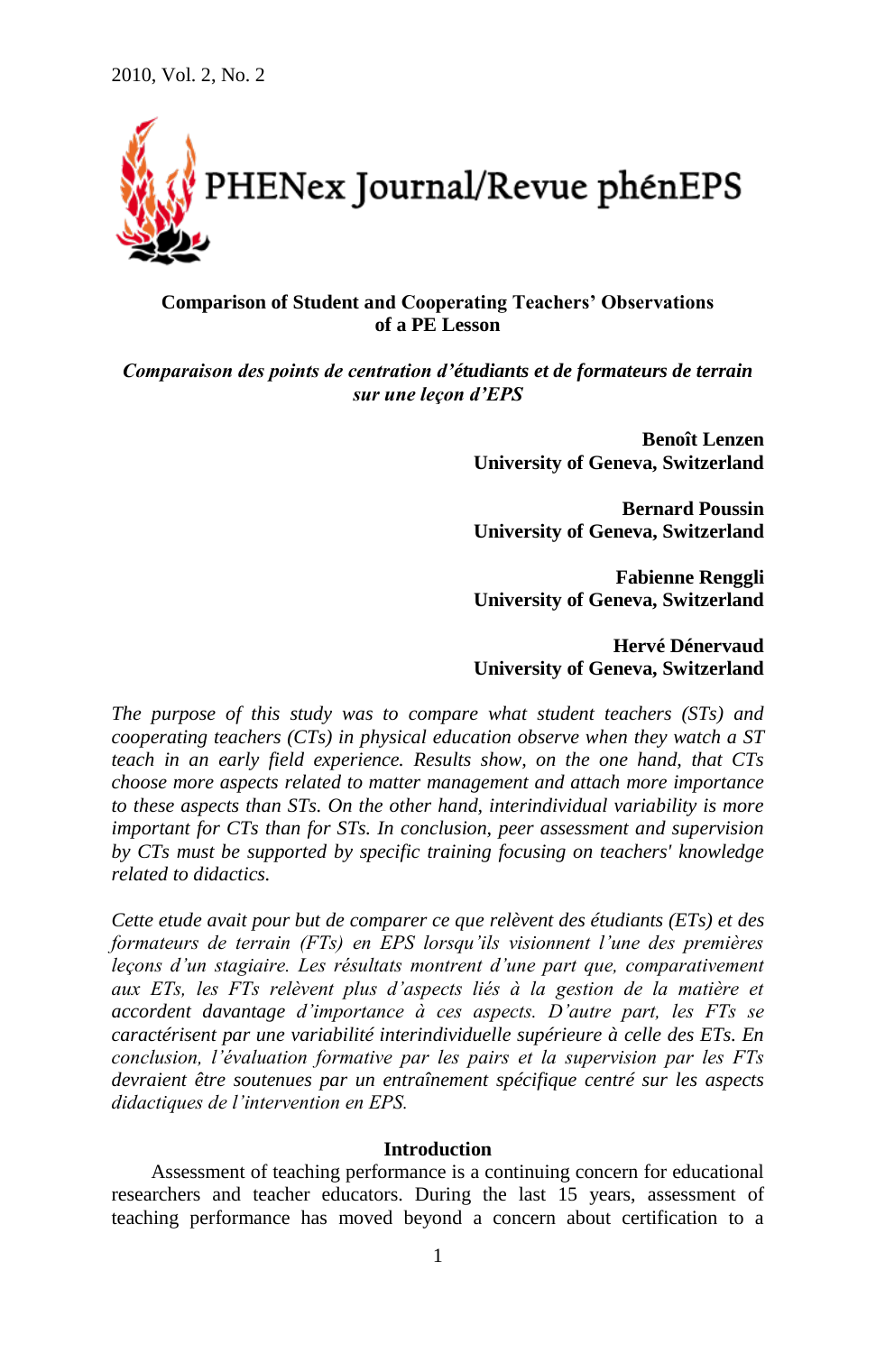# Comparison of Student and Cooperating Teachers' Observations of a PE Lesson

## *Comparaison des points de centration d'étudiants et de formateurs de terrain sur une leçon d'EPS*

**Benoît Lenzen**
**University of Geneva, Switzerland**

**Bernard Poussin**
**University of Geneva, Switzerland**

**Fabienne Renggli**
**University of Geneva, Switzerland**

**Hervé Dénervaud**
**University of Geneva, Switzerland**

*The purpose of this study was to compare what student teachers (STs) and cooperating teachers (CTs) in physical education observe when they watch a ST teach in an early field experience. Results show, on the one hand, that CTs choose more aspects related to matter management and attach more importance to these aspects than STs. On the other hand, interindividual variability is more important for CTs than for STs. In conclusion, peer assessment and supervision by CTs must be supported by specific training focusing on teachers' knowledge related to didactics.*

*Cette etude avait pour but de comparer ce que relèvent des étudiants (ETs) et des formateurs de terrain (FTs) en EPS lorsqu'ils visionnent l'une des premières leçons d'un stagiaire. Les résultats montrent d'une part que, comparativement aux ETs, les FTs relèvent plus d'aspects liés à la gestion de la matière et accordent davantage d'importance à ces aspects. D'autre part, les FTs se caractérisent par une variabilité interindividuelle supérieure à celle des ETs. En conclusion, l'évaluation formative par les pairs et la supervision par les FTs devraient être soutenues par un entraînement spécifique centré sur les aspects didactiques de l'intervention en EPS.*

## Introduction

Assessment of teaching performance is a continuing concern for educational researchers and teacher educators. During the last 15 years, assessment of teaching performance has moved beyond a concern about certification to a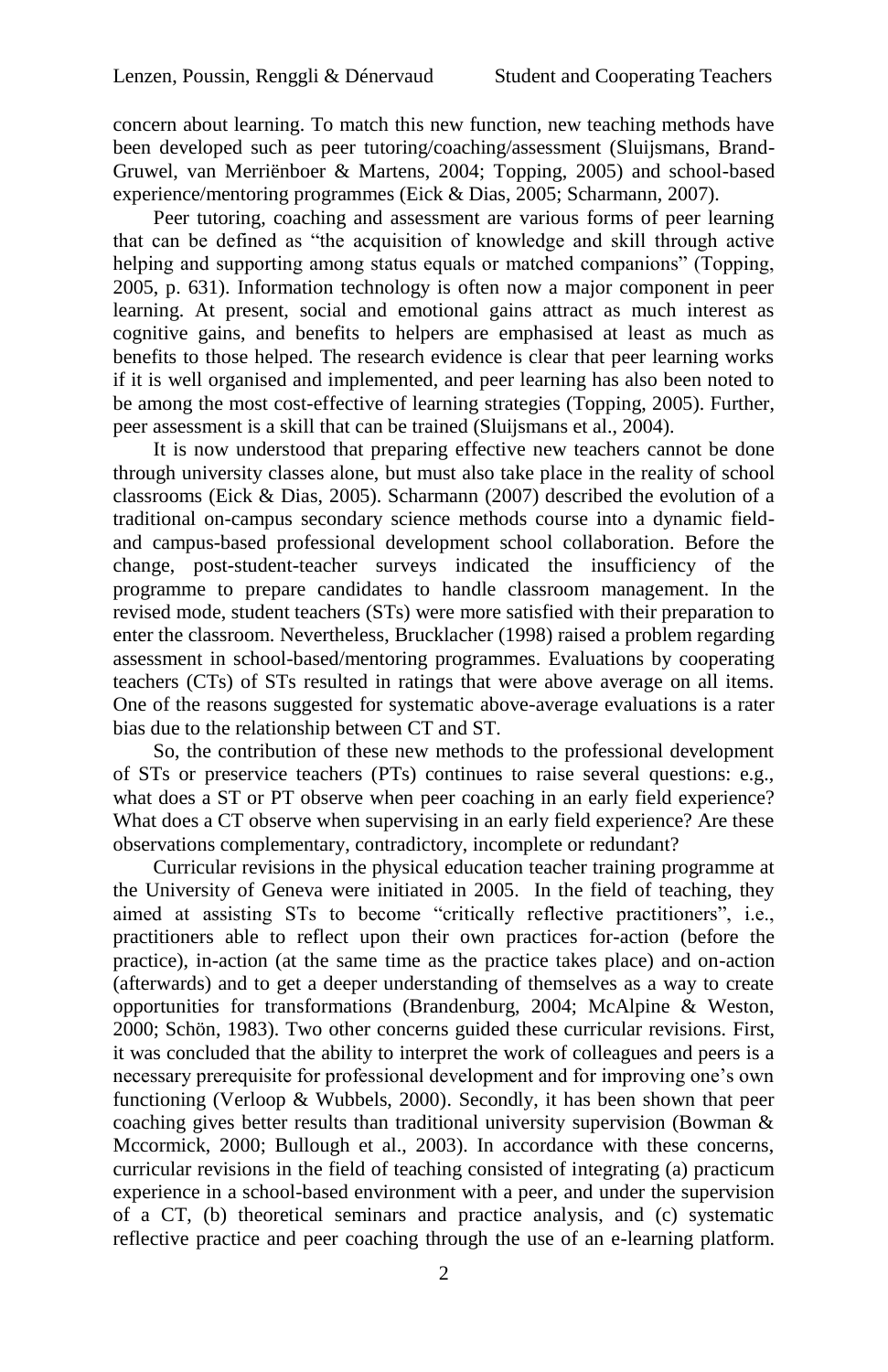concern about learning. To match this new function, new teaching methods have been developed such as peer tutoring/coaching/assessment (Sluijsmans, Brand-Gruwel, van Merriënboer & Martens, 2004; Topping, 2005) and school-based experience/mentoring programmes (Eick & Dias, 2005; Scharmann, 2007).

Peer tutoring, coaching and assessment are various forms of peer learning that can be defined as "the acquisition of knowledge and skill through active helping and supporting among status equals or matched companions" (Topping, 2005, p. 631). Information technology is often now a major component in peer learning. At present, social and emotional gains attract as much interest as cognitive gains, and benefits to helpers are emphasised at least as much as benefits to those helped. The research evidence is clear that peer learning works if it is well organised and implemented, and peer learning has also been noted to be among the most cost-effective of learning strategies (Topping, 2005). Further, peer assessment is a skill that can be trained (Sluijsmans et al., 2004).

It is now understood that preparing effective new teachers cannot be done through university classes alone, but must also take place in the reality of school classrooms (Eick & Dias, 2005). Scharmann (2007) described the evolution of a traditional on-campus secondary science methods course into a dynamic field- and campus-based professional development school collaboration. Before the change, post-student-teacher surveys indicated the insufficiency of the programme to prepare candidates to handle classroom management. In the revised mode, student teachers (STs) were more satisfied with their preparation to enter the classroom. Nevertheless, Brucklacher (1998) raised a problem regarding assessment in school-based/mentoring programmes. Evaluations by cooperating teachers (CTs) of STs resulted in ratings that were above average on all items. One of the reasons suggested for systematic above-average evaluations is a rater bias due to the relationship between CT and ST.

So, the contribution of these new methods to the professional development of STs or preservice teachers (PTs) continues to raise several questions: e.g., what does a ST or PT observe when peer coaching in an early field experience? What does a CT observe when supervising in an early field experience? Are these observations complementary, contradictory, incomplete or redundant?

Curricular revisions in the physical education teacher training programme at the University of Geneva were initiated in 2005. In the field of teaching, they aimed at assisting STs to become "critically reflective practitioners", i.e., practitioners able to reflect upon their own practices for-action (before the practice), in-action (at the same time as the practice takes place) and on-action (afterwards) and to get a deeper understanding of themselves as a way to create opportunities for transformations (Brandenburg, 2004; McAlpine & Weston, 2000; Schön, 1983). Two other concerns guided these curricular revisions. First, it was concluded that the ability to interpret the work of colleagues and peers is a necessary prerequisite for professional development and for improving one's own functioning (Verloop & Wubbels, 2000). Secondly, it has been shown that peer coaching gives better results than traditional university supervision (Bowman & Mccormick, 2000; Bullough et al., 2003). In accordance with these concerns, curricular revisions in the field of teaching consisted of integrating (a) practicum experience in a school-based environment with a peer, and under the supervision of a CT, (b) theoretical seminars and practice analysis, and (c) systematic reflective practice and peer coaching through the use of an e-learning platform.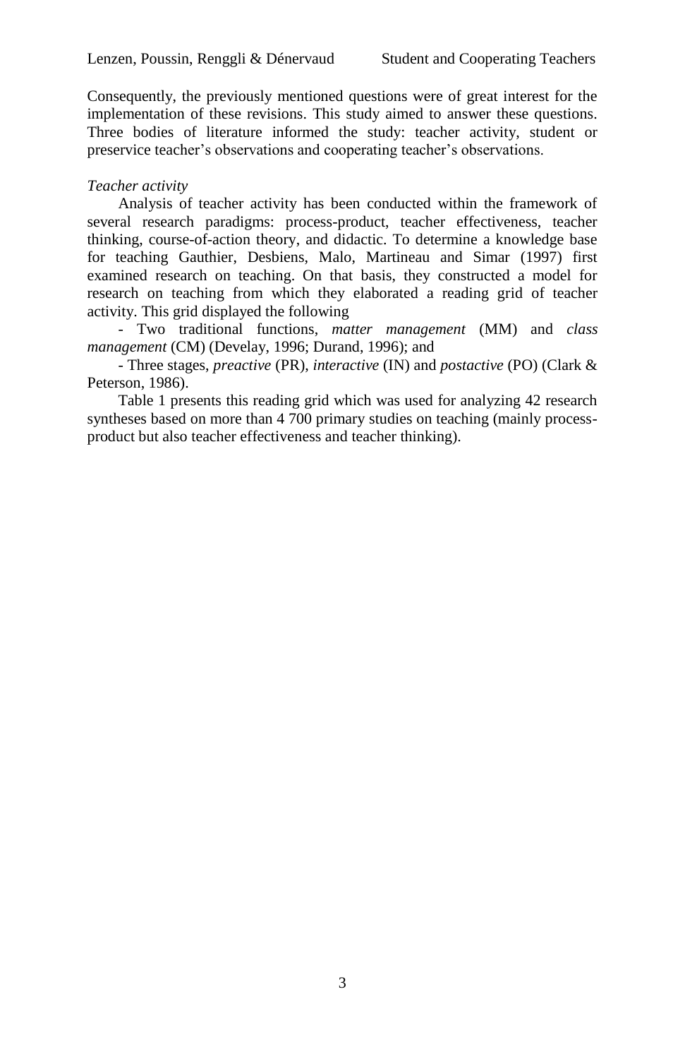Consequently, the previously mentioned questions were of great interest for the implementation of these revisions. This study aimed to answer these questions. Three bodies of literature informed the study: teacher activity, student or preservice teacher's observations and cooperating teacher's observations.

*Teacher activity*

Analysis of teacher activity has been conducted within the framework of several research paradigms: process-product, teacher effectiveness, teacher thinking, course-of-action theory, and didactic. To determine a knowledge base for teaching Gauthier, Desbiens, Malo, Martineau and Simar (1997) first examined research on teaching. On that basis, they constructed a model for research on teaching from which they elaborated a reading grid of teacher activity. This grid displayed the following

- Two traditional functions, *matter management* (MM) and *class management* (CM) (Develay, 1996; Durand, 1996); and
- Three stages, *preactive* (PR), *interactive* (IN) and *postactive* (PO) (Clark & Peterson, 1986).

Table 1 presents this reading grid which was used for analyzing 42 research syntheses based on more than 4 700 primary studies on teaching (mainly process-product but also teacher effectiveness and teacher thinking).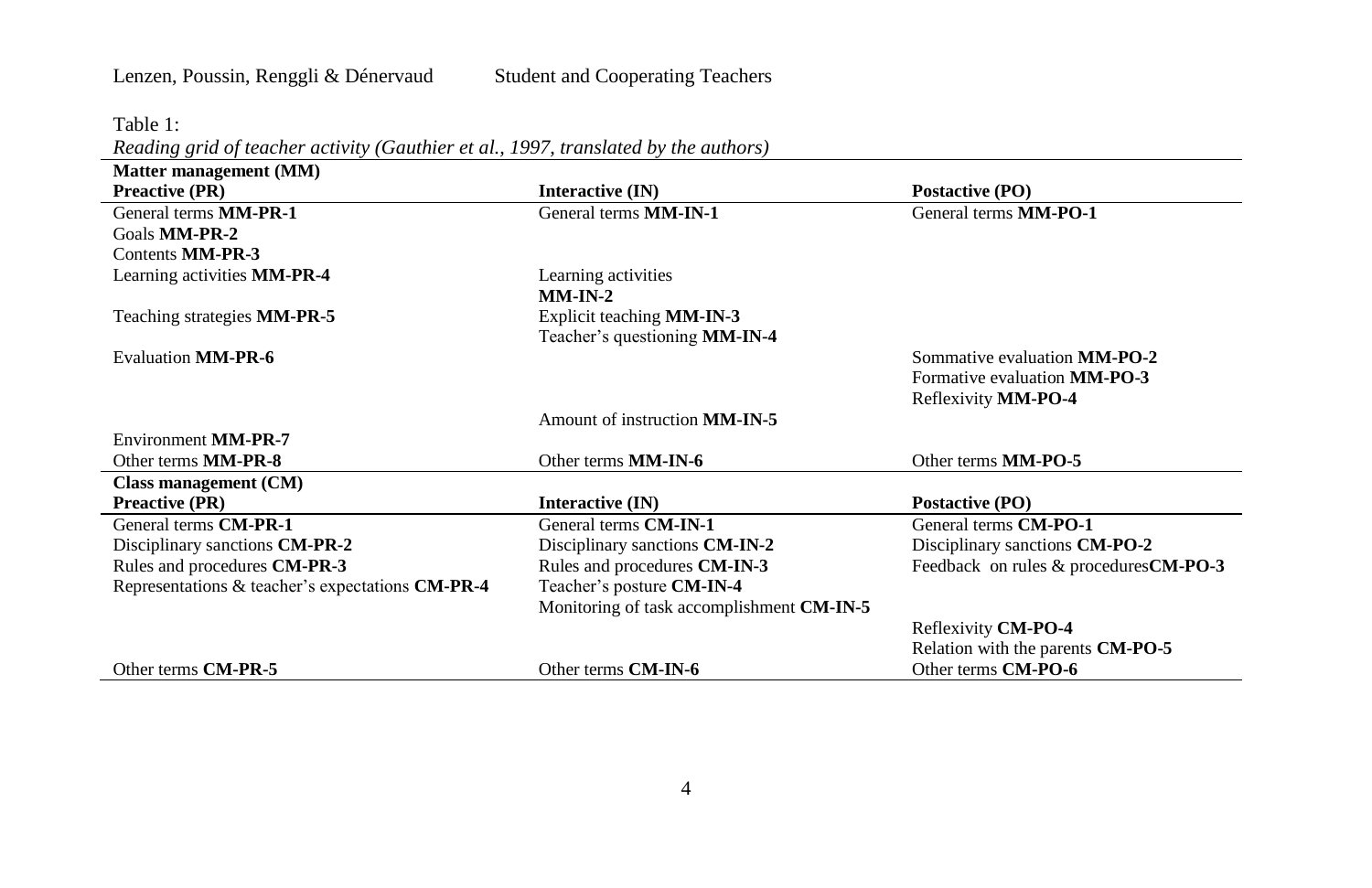Table 1:

*Reading grid of teacher activity (Gauthier et al., 1997, translated by the authors)*

| **Matter management (MM)** | | |
|---|---|---|
| **Preactive (PR)** | **Interactive (IN)** | **Postactive (PO)** |
| General terms **MM-PR-1** | General terms **MM-IN-1** | General terms **MM-PO-1** |
| Goals **MM-PR-2** | | |
| Contents **MM-PR-3** | | |
| Learning activities **MM-PR-4** | Learning activities **MM-IN-2** | |
| Teaching strategies **MM-PR-5** | Explicit teaching **MM-IN-3**<br>Teacher's questioning **MM-IN-4** | |
| Evaluation **MM-PR-6** | | Sommative evaluation **MM-PO-2**<br>Formative evaluation **MM-PO-3**<br>Reflexivity **MM-PO-4** |
| | Amount of instruction **MM-IN-5** | |
| Environment **MM-PR-7** | | |
| Other terms **MM-PR-8** | Other terms **MM-IN-6** | Other terms **MM-PO-5** |
| **Class management (CM)** | | |
| **Preactive (PR)** | **Interactive (IN)** | **Postactive (PO)** |
| General terms **CM-PR-1** | General terms **CM-IN-1** | General terms **CM-PO-1** |
| Disciplinary sanctions **CM-PR-2** | Disciplinary sanctions **CM-IN-2** | Disciplinary sanctions **CM-PO-2** |
| Rules and procedures **CM-PR-3** | Rules and procedures **CM-IN-3** | Feedback on rules & procedures**CM-PO-3** |
| Representations & teacher's expectations **CM-PR-4** | Teacher's posture **CM-IN-4**<br>Monitoring of task accomplishment **CM-IN-5** | |
| | | Reflexivity **CM-PO-4**<br>Relation with the parents **CM-PO-5** |
| Other terms **CM-PR-5** | Other terms **CM-IN-6** | Other terms **CM-PO-6** |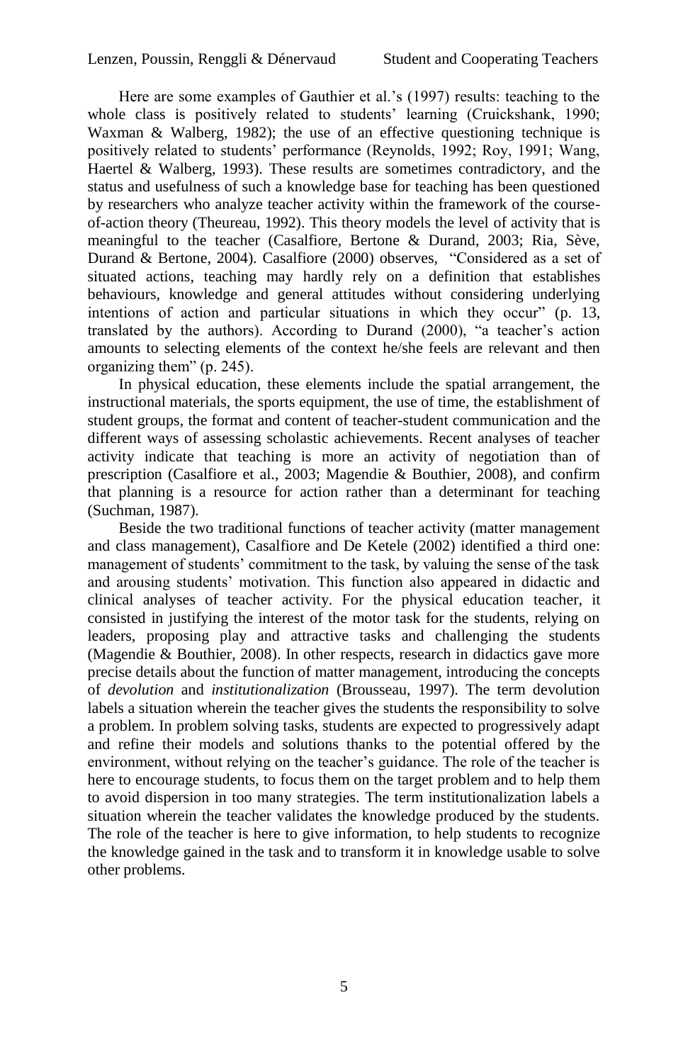Here are some examples of Gauthier et al.'s (1997) results: teaching to the whole class is positively related to students' learning (Cruickshank, 1990; Waxman & Walberg, 1982); the use of an effective questioning technique is positively related to students' performance (Reynolds, 1992; Roy, 1991; Wang, Haertel & Walberg, 1993). These results are sometimes contradictory, and the status and usefulness of such a knowledge base for teaching has been questioned by researchers who analyze teacher activity within the framework of the course-of-action theory (Theureau, 1992). This theory models the level of activity that is meaningful to the teacher (Casalfiore, Bertone & Durand, 2003; Ria, Sève, Durand & Bertone, 2004). Casalfiore (2000) observes, "Considered as a set of situated actions, teaching may hardly rely on a definition that establishes behaviours, knowledge and general attitudes without considering underlying intentions of action and particular situations in which they occur" (p. 13, translated by the authors). According to Durand (2000), "a teacher's action amounts to selecting elements of the context he/she feels are relevant and then organizing them" (p. 245).

In physical education, these elements include the spatial arrangement, the instructional materials, the sports equipment, the use of time, the establishment of student groups, the format and content of teacher-student communication and the different ways of assessing scholastic achievements. Recent analyses of teacher activity indicate that teaching is more an activity of negotiation than of prescription (Casalfiore et al., 2003; Magendie & Bouthier, 2008), and confirm that planning is a resource for action rather than a determinant for teaching (Suchman, 1987).

Beside the two traditional functions of teacher activity (matter management and class management), Casalfiore and De Ketele (2002) identified a third one: management of students' commitment to the task, by valuing the sense of the task and arousing students' motivation. This function also appeared in didactic and clinical analyses of teacher activity. For the physical education teacher, it consisted in justifying the interest of the motor task for the students, relying on leaders, proposing play and attractive tasks and challenging the students (Magendie & Bouthier, 2008). In other respects, research in didactics gave more precise details about the function of matter management, introducing the concepts of *devolution* and *institutionalization* (Brousseau, 1997). The term devolution labels a situation wherein the teacher gives the students the responsibility to solve a problem. In problem solving tasks, students are expected to progressively adapt and refine their models and solutions thanks to the potential offered by the environment, without relying on the teacher's guidance. The role of the teacher is here to encourage students, to focus them on the target problem and to help them to avoid dispersion in too many strategies. The term institutionalization labels a situation wherein the teacher validates the knowledge produced by the students. The role of the teacher is here to give information, to help students to recognize the knowledge gained in the task and to transform it in knowledge usable to solve other problems.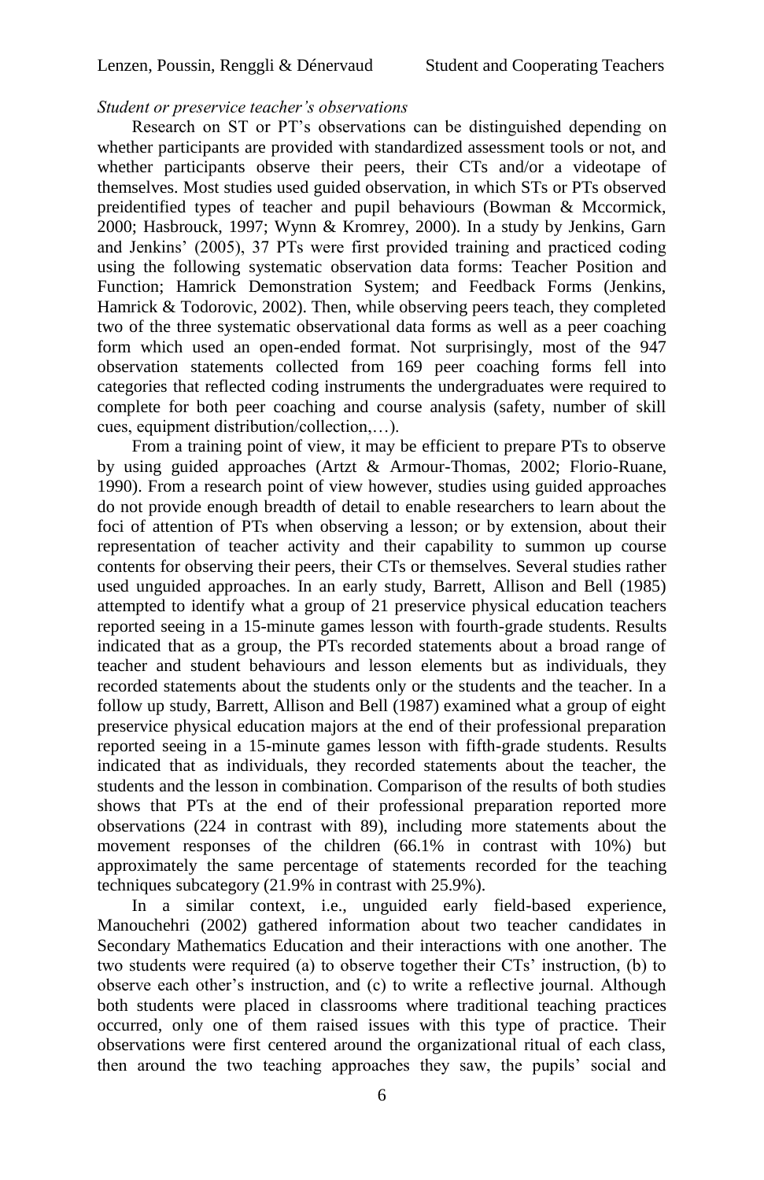*Student or preservice teacher's observations*

Research on ST or PT's observations can be distinguished depending on whether participants are provided with standardized assessment tools or not, and whether participants observe their peers, their CTs and/or a videotape of themselves. Most studies used guided observation, in which STs or PTs observed preidentified types of teacher and pupil behaviours (Bowman & Mccormick, 2000; Hasbrouck, 1997; Wynn & Kromrey, 2000). In a study by Jenkins, Garn and Jenkins' (2005), 37 PTs were first provided training and practiced coding using the following systematic observation data forms: Teacher Position and Function; Hamrick Demonstration System; and Feedback Forms (Jenkins, Hamrick & Todorovic, 2002). Then, while observing peers teach, they completed two of the three systematic observational data forms as well as a peer coaching form which used an open-ended format. Not surprisingly, most of the 947 observation statements collected from 169 peer coaching forms fell into categories that reflected coding instruments the undergraduates were required to complete for both peer coaching and course analysis (safety, number of skill cues, equipment distribution/collection,…).

From a training point of view, it may be efficient to prepare PTs to observe by using guided approaches (Artzt & Armour-Thomas, 2002; Florio-Ruane, 1990). From a research point of view however, studies using guided approaches do not provide enough breadth of detail to enable researchers to learn about the foci of attention of PTs when observing a lesson; or by extension, about their representation of teacher activity and their capability to summon up course contents for observing their peers, their CTs or themselves. Several studies rather used unguided approaches. In an early study, Barrett, Allison and Bell (1985) attempted to identify what a group of 21 preservice physical education teachers reported seeing in a 15-minute games lesson with fourth-grade students. Results indicated that as a group, the PTs recorded statements about a broad range of teacher and student behaviours and lesson elements but as individuals, they recorded statements about the students only or the students and the teacher. In a follow up study, Barrett, Allison and Bell (1987) examined what a group of eight preservice physical education majors at the end of their professional preparation reported seeing in a 15-minute games lesson with fifth-grade students. Results indicated that as individuals, they recorded statements about the teacher, the students and the lesson in combination. Comparison of the results of both studies shows that PTs at the end of their professional preparation reported more observations (224 in contrast with 89), including more statements about the movement responses of the children (66.1% in contrast with 10%) but approximately the same percentage of statements recorded for the teaching techniques subcategory (21.9% in contrast with 25.9%).

In a similar context, i.e., unguided early field-based experience, Manouchehri (2002) gathered information about two teacher candidates in Secondary Mathematics Education and their interactions with one another. The two students were required (a) to observe together their CTs' instruction, (b) to observe each other's instruction, and (c) to write a reflective journal. Although both students were placed in classrooms where traditional teaching practices occurred, only one of them raised issues with this type of practice. Their observations were first centered around the organizational ritual of each class, then around the two teaching approaches they saw, the pupils' social and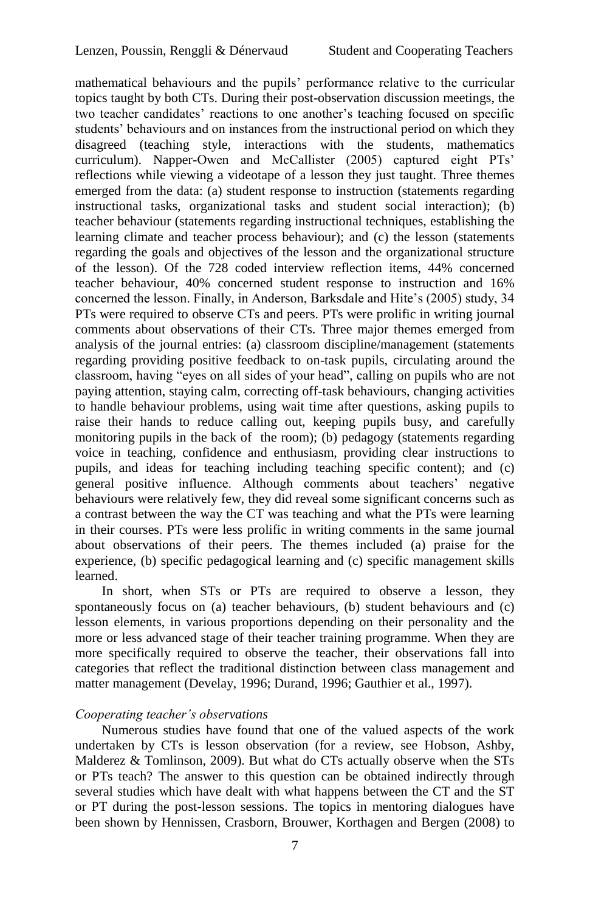mathematical behaviours and the pupils' performance relative to the curricular topics taught by both CTs. During their post-observation discussion meetings, the two teacher candidates' reactions to one another's teaching focused on specific students' behaviours and on instances from the instructional period on which they disagreed (teaching style, interactions with the students, mathematics curriculum). Napper-Owen and McCallister (2005) captured eight PTs' reflections while viewing a videotape of a lesson they just taught. Three themes emerged from the data: (a) student response to instruction (statements regarding instructional tasks, organizational tasks and student social interaction); (b) teacher behaviour (statements regarding instructional techniques, establishing the learning climate and teacher process behaviour); and (c) the lesson (statements regarding the goals and objectives of the lesson and the organizational structure of the lesson). Of the 728 coded interview reflection items, 44% concerned teacher behaviour, 40% concerned student response to instruction and 16% concerned the lesson. Finally, in Anderson, Barksdale and Hite's (2005) study, 34 PTs were required to observe CTs and peers. PTs were prolific in writing journal comments about observations of their CTs. Three major themes emerged from analysis of the journal entries: (a) classroom discipline/management (statements regarding providing positive feedback to on-task pupils, circulating around the classroom, having "eyes on all sides of your head", calling on pupils who are not paying attention, staying calm, correcting off-task behaviours, changing activities to handle behaviour problems, using wait time after questions, asking pupils to raise their hands to reduce calling out, keeping pupils busy, and carefully monitoring pupils in the back of the room); (b) pedagogy (statements regarding voice in teaching, confidence and enthusiasm, providing clear instructions to pupils, and ideas for teaching including teaching specific content); and (c) general positive influence. Although comments about teachers' negative behaviours were relatively few, they did reveal some significant concerns such as a contrast between the way the CT was teaching and what the PTs were learning in their courses. PTs were less prolific in writing comments in the same journal about observations of their peers. The themes included (a) praise for the experience, (b) specific pedagogical learning and (c) specific management skills learned.

In short, when STs or PTs are required to observe a lesson, they spontaneously focus on (a) teacher behaviours, (b) student behaviours and (c) lesson elements, in various proportions depending on their personality and the more or less advanced stage of their teacher training programme. When they are more specifically required to observe the teacher, their observations fall into categories that reflect the traditional distinction between class management and matter management (Develay, 1996; Durand, 1996; Gauthier et al., 1997).

### *Cooperating teacher's observations*

Numerous studies have found that one of the valued aspects of the work undertaken by CTs is lesson observation (for a review, see Hobson, Ashby, Malderez & Tomlinson, 2009). But what do CTs actually observe when the STs or PTs teach? The answer to this question can be obtained indirectly through several studies which have dealt with what happens between the CT and the ST or PT during the post-lesson sessions. The topics in mentoring dialogues have been shown by Hennissen, Crasborn, Brouwer, Korthagen and Bergen (2008) to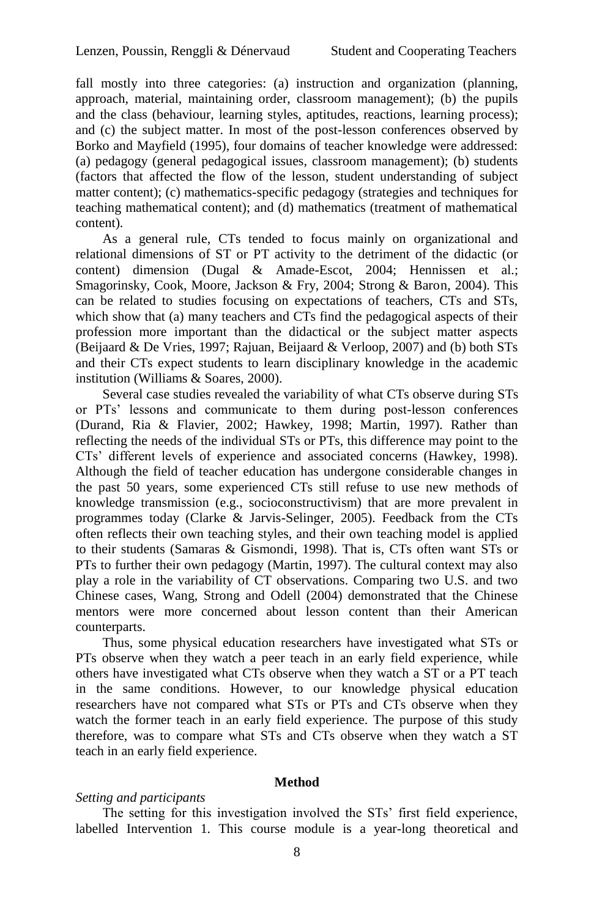fall mostly into three categories: (a) instruction and organization (planning, approach, material, maintaining order, classroom management); (b) the pupils and the class (behaviour, learning styles, aptitudes, reactions, learning process); and (c) the subject matter. In most of the post-lesson conferences observed by Borko and Mayfield (1995), four domains of teacher knowledge were addressed: (a) pedagogy (general pedagogical issues, classroom management); (b) students (factors that affected the flow of the lesson, student understanding of subject matter content); (c) mathematics-specific pedagogy (strategies and techniques for teaching mathematical content); and (d) mathematics (treatment of mathematical content).

As a general rule, CTs tended to focus mainly on organizational and relational dimensions of ST or PT activity to the detriment of the didactic (or content) dimension (Dugal & Amade-Escot, 2004; Hennissen et al.; Smagorinsky, Cook, Moore, Jackson & Fry, 2004; Strong & Baron, 2004). This can be related to studies focusing on expectations of teachers, CTs and STs, which show that (a) many teachers and CTs find the pedagogical aspects of their profession more important than the didactical or the subject matter aspects (Beijaard & De Vries, 1997; Rajuan, Beijaard & Verloop, 2007) and (b) both STs and their CTs expect students to learn disciplinary knowledge in the academic institution (Williams & Soares, 2000).

Several case studies revealed the variability of what CTs observe during STs or PTs' lessons and communicate to them during post-lesson conferences (Durand, Ria & Flavier, 2002; Hawkey, 1998; Martin, 1997). Rather than reflecting the needs of the individual STs or PTs, this difference may point to the CTs' different levels of experience and associated concerns (Hawkey, 1998). Although the field of teacher education has undergone considerable changes in the past 50 years, some experienced CTs still refuse to use new methods of knowledge transmission (e.g., socioconstructivism) that are more prevalent in programmes today (Clarke & Jarvis-Selinger, 2005). Feedback from the CTs often reflects their own teaching styles, and their own teaching model is applied to their students (Samaras & Gismondi, 1998). That is, CTs often want STs or PTs to further their own pedagogy (Martin, 1997). The cultural context may also play a role in the variability of CT observations. Comparing two U.S. and two Chinese cases, Wang, Strong and Odell (2004) demonstrated that the Chinese mentors were more concerned about lesson content than their American counterparts.

Thus, some physical education researchers have investigated what STs or PTs observe when they watch a peer teach in an early field experience, while others have investigated what CTs observe when they watch a ST or a PT teach in the same conditions. However, to our knowledge physical education researchers have not compared what STs or PTs and CTs observe when they watch the former teach in an early field experience. The purpose of this study therefore, was to compare what STs and CTs observe when they watch a ST teach in an early field experience.

## Method

*Setting and participants*

The setting for this investigation involved the STs' first field experience, labelled Intervention 1. This course module is a year-long theoretical and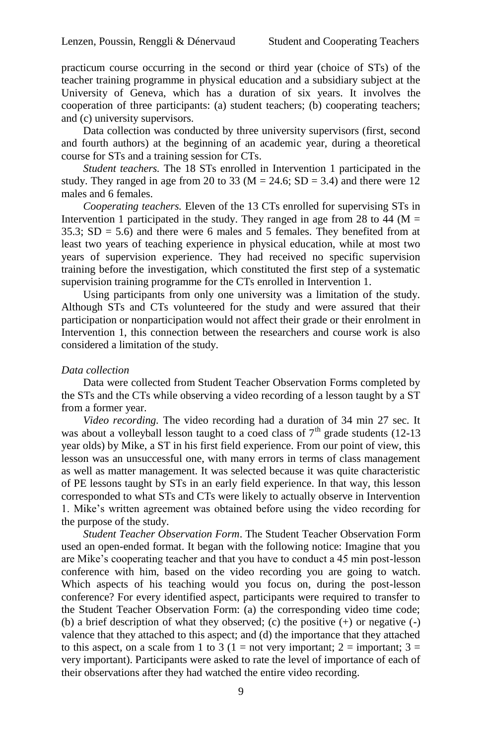practicum course occurring in the second or third year (choice of STs) of the teacher training programme in physical education and a subsidiary subject at the University of Geneva, which has a duration of six years. It involves the cooperation of three participants: (a) student teachers; (b) cooperating teachers; and (c) university supervisors.

Data collection was conducted by three university supervisors (first, second and fourth authors) at the beginning of an academic year, during a theoretical course for STs and a training session for CTs.

*Student teachers.* The 18 STs enrolled in Intervention 1 participated in the study. They ranged in age from 20 to 33 (M = 24.6; SD = 3.4) and there were 12 males and 6 females.

*Cooperating teachers.* Eleven of the 13 CTs enrolled for supervising STs in Intervention 1 participated in the study. They ranged in age from 28 to 44 (M = 35.3; SD = 5.6) and there were 6 males and 5 females. They benefited from at least two years of teaching experience in physical education, while at most two years of supervision experience. They had received no specific supervision training before the investigation, which constituted the first step of a systematic supervision training programme for the CTs enrolled in Intervention 1.

Using participants from only one university was a limitation of the study. Although STs and CTs volunteered for the study and were assured that their participation or nonparticipation would not affect their grade or their enrolment in Intervention 1, this connection between the researchers and course work is also considered a limitation of the study.

### *Data collection*

Data were collected from Student Teacher Observation Forms completed by the STs and the CTs while observing a video recording of a lesson taught by a ST from a former year.

*Video recording.* The video recording had a duration of 34 min 27 sec. It was about a volleyball lesson taught to a coed class of 7th grade students (12-13 year olds) by Mike, a ST in his first field experience. From our point of view, this lesson was an unsuccessful one, with many errors in terms of class management as well as matter management. It was selected because it was quite characteristic of PE lessons taught by STs in an early field experience. In that way, this lesson corresponded to what STs and CTs were likely to actually observe in Intervention 1. Mike's written agreement was obtained before using the video recording for the purpose of the study.

*Student Teacher Observation Form*. The Student Teacher Observation Form used an open-ended format. It began with the following notice: Imagine that you are Mike's cooperating teacher and that you have to conduct a 45 min post-lesson conference with him, based on the video recording you are going to watch. Which aspects of his teaching would you focus on, during the post-lesson conference? For every identified aspect, participants were required to transfer to the Student Teacher Observation Form: (a) the corresponding video time code; (b) a brief description of what they observed; (c) the positive (+) or negative (-) valence that they attached to this aspect; and (d) the importance that they attached to this aspect, on a scale from 1 to 3 (1 = not very important; 2 = important; 3 = very important). Participants were asked to rate the level of importance of each of their observations after they had watched the entire video recording.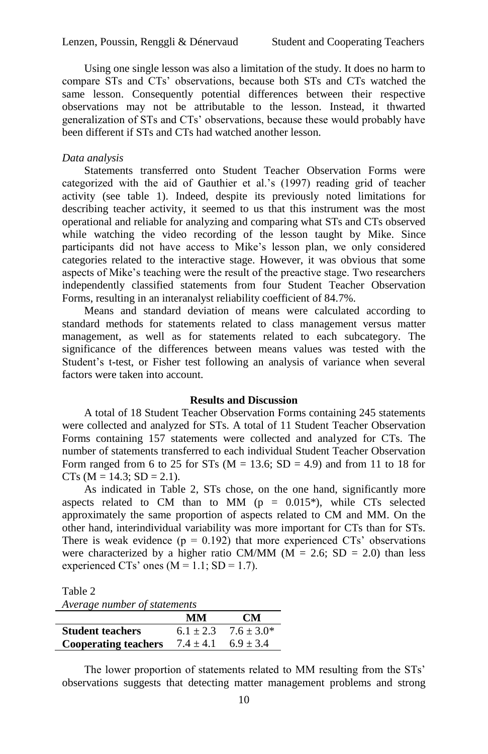Using one single lesson was also a limitation of the study. It does no harm to compare STs and CTs' observations, because both STs and CTs watched the same lesson. Consequently potential differences between their respective observations may not be attributable to the lesson. Instead, it thwarted generalization of STs and CTs' observations, because these would probably have been different if STs and CTs had watched another lesson.

*Data analysis*

Statements transferred onto Student Teacher Observation Forms were categorized with the aid of Gauthier et al.'s (1997) reading grid of teacher activity (see table 1). Indeed, despite its previously noted limitations for describing teacher activity, it seemed to us that this instrument was the most operational and reliable for analyzing and comparing what STs and CTs observed while watching the video recording of the lesson taught by Mike. Since participants did not have access to Mike's lesson plan, we only considered categories related to the interactive stage. However, it was obvious that some aspects of Mike's teaching were the result of the preactive stage. Two researchers independently classified statements from four Student Teacher Observation Forms, resulting in an interanalyst reliability coefficient of 84.7%.

Means and standard deviation of means were calculated according to standard methods for statements related to class management versus matter management, as well as for statements related to each subcategory. The significance of the differences between means values was tested with the Student's t-test, or Fisher test following an analysis of variance when several factors were taken into account.

## Results and Discussion

A total of 18 Student Teacher Observation Forms containing 245 statements were collected and analyzed for STs. A total of 11 Student Teacher Observation Forms containing 157 statements were collected and analyzed for CTs. The number of statements transferred to each individual Student Teacher Observation Form ranged from 6 to 25 for STs ($M = 13.6$; $SD = 4.9$) and from 11 to 18 for CTs ($M = 14.3$; $SD = 2.1$).

As indicated in Table 2, STs chose, on the one hand, significantly more aspects related to CM than to MM ($p = 0.015$*), while CTs selected approximately the same proportion of aspects related to CM and MM. On the other hand, interindividual variability was more important for CTs than for STs. There is weak evidence ($p = 0.192$) that more experienced CTs' observations were characterized by a higher ratio CM/MM ($M = 2.6$; $SD = 2.0$) than less experienced CTs' ones ($M = 1.1$; $SD = 1.7$).

Table 2
*Average number of statements*

| | MM | CM |
|---|---|---|
| **Student teachers** | $6.1 \pm 2.3$ | $7.6 \pm 3.0$* |
| **Cooperating teachers** | $7.4 \pm 4.1$ | $6.9 \pm 3.4$ |

The lower proportion of statements related to MM resulting from the STs' observations suggests that detecting matter management problems and strong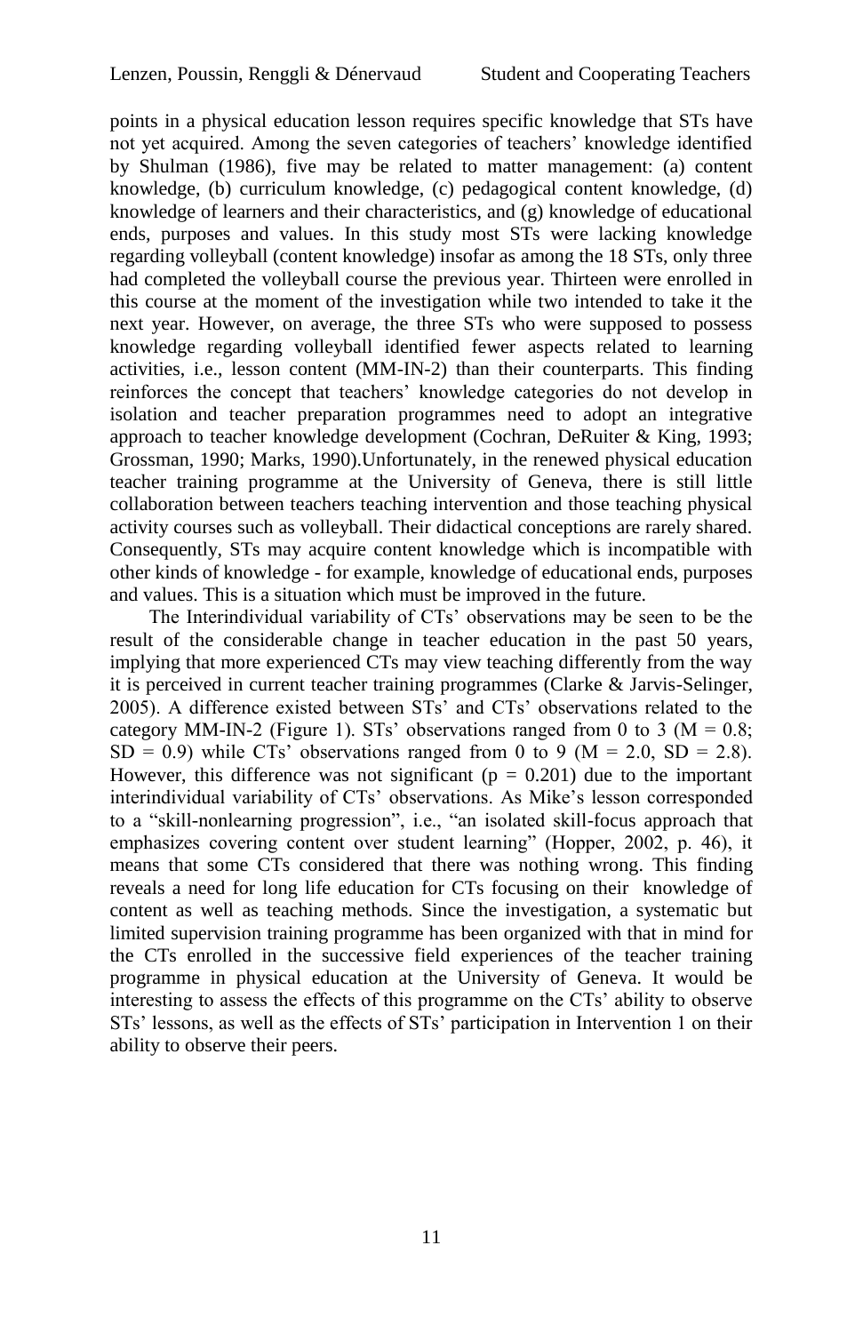points in a physical education lesson requires specific knowledge that STs have not yet acquired. Among the seven categories of teachers' knowledge identified by Shulman (1986), five may be related to matter management: (a) content knowledge, (b) curriculum knowledge, (c) pedagogical content knowledge, (d) knowledge of learners and their characteristics, and (g) knowledge of educational ends, purposes and values. In this study most STs were lacking knowledge regarding volleyball (content knowledge) insofar as among the 18 STs, only three had completed the volleyball course the previous year. Thirteen were enrolled in this course at the moment of the investigation while two intended to take it the next year. However, on average, the three STs who were supposed to possess knowledge regarding volleyball identified fewer aspects related to learning activities, i.e., lesson content (MM-IN-2) than their counterparts. This finding reinforces the concept that teachers' knowledge categories do not develop in isolation and teacher preparation programmes need to adopt an integrative approach to teacher knowledge development (Cochran, DeRuiter & King, 1993; Grossman, 1990; Marks, 1990).Unfortunately, in the renewed physical education teacher training programme at the University of Geneva, there is still little collaboration between teachers teaching intervention and those teaching physical activity courses such as volleyball. Their didactical conceptions are rarely shared. Consequently, STs may acquire content knowledge which is incompatible with other kinds of knowledge - for example, knowledge of educational ends, purposes and values. This is a situation which must be improved in the future.

The Interindividual variability of CTs' observations may be seen to be the result of the considerable change in teacher education in the past 50 years, implying that more experienced CTs may view teaching differently from the way it is perceived in current teacher training programmes (Clarke & Jarvis-Selinger, 2005). A difference existed between STs' and CTs' observations related to the category MM-IN-2 (Figure 1). STs' observations ranged from 0 to 3 ($M = 0.8$; $SD = 0.9$) while CTs' observations ranged from 0 to 9 ($M = 2.0$, $SD = 2.8$). However, this difference was not significant ($p = 0.201$) due to the important interindividual variability of CTs' observations. As Mike's lesson corresponded to a "skill-nonlearning progression", i.e., "an isolated skill-focus approach that emphasizes covering content over student learning" (Hopper, 2002, p. 46), it means that some CTs considered that there was nothing wrong. This finding reveals a need for long life education for CTs focusing on their knowledge of content as well as teaching methods. Since the investigation, a systematic but limited supervision training programme has been organized with that in mind for the CTs enrolled in the successive field experiences of the teacher training programme in physical education at the University of Geneva. It would be interesting to assess the effects of this programme on the CTs' ability to observe STs' lessons, as well as the effects of STs' participation in Intervention 1 on their ability to observe their peers.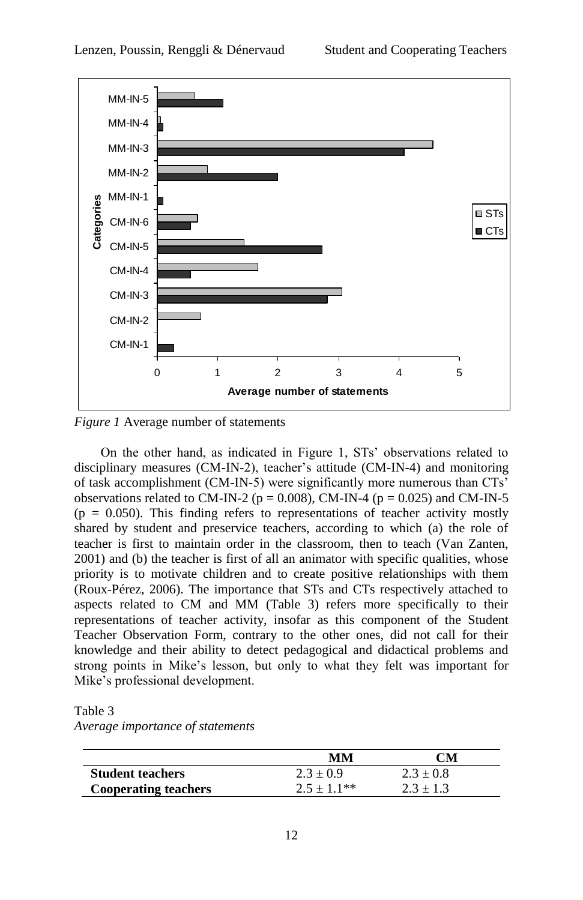*Figure 1* Average number of statements

On the other hand, as indicated in Figure 1, STs' observations related to disciplinary measures (CM-IN-2), teacher's attitude (CM-IN-4) and monitoring of task accomplishment (CM-IN-5) were significantly more numerous than CTs' observations related to CM-IN-2 ($p = 0.008$), CM-IN-4 ($p = 0.025$) and CM-IN-5 ($p = 0.050$). This finding refers to representations of teacher activity mostly shared by student and preservice teachers, according to which (a) the role of teacher is first to maintain order in the classroom, then to teach (Van Zanten, 2001) and (b) the teacher is first of all an animator with specific qualities, whose priority is to motivate children and to create positive relationships with them (Roux-Pérez, 2006). The importance that STs and CTs respectively attached to aspects related to CM and MM (Table 3) refers more specifically to their representations of teacher activity, insofar as this component of the Student Teacher Observation Form, contrary to the other ones, did not call for their knowledge and their ability to detect pedagogical and didactical problems and strong points in Mike's lesson, but only to what they felt was important for Mike's professional development.

Table 3
*Average importance of statements*

| | MM | CM |
|---|---|---|
| **Student teachers** | $2.3 \pm 0.9$ | $2.3 \pm 0.8$ |
| **Cooperating teachers** | $2.5 \pm 1.1$** | $2.3 \pm 1.3$ |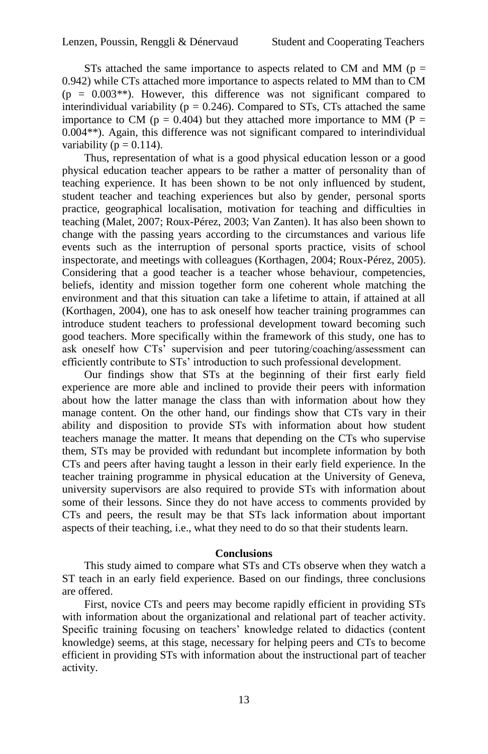STs attached the same importance to aspects related to CM and MM ($p = 0.942$) while CTs attached more importance to aspects related to MM than to CM ($p = 0.003$**). However, this difference was not significant compared to interindividual variability ($p = 0.246$). Compared to STs, CTs attached the same importance to CM ($p = 0.404$) but they attached more importance to MM ($P = 0.004$**). Again, this difference was not significant compared to interindividual variability ($p = 0.114$).

Thus, representation of what is a good physical education lesson or a good physical education teacher appears to be rather a matter of personality than of teaching experience. It has been shown to be not only influenced by student, student teacher and teaching experiences but also by gender, personal sports practice, geographical localisation, motivation for teaching and difficulties in teaching (Malet, 2007; Roux-Pérez, 2003; Van Zanten). It has also been shown to change with the passing years according to the circumstances and various life events such as the interruption of personal sports practice, visits of school inspectorate, and meetings with colleagues (Korthagen, 2004; Roux-Pérez, 2005). Considering that a good teacher is a teacher whose behaviour, competencies, beliefs, identity and mission together form one coherent whole matching the environment and that this situation can take a lifetime to attain, if attained at all (Korthagen, 2004), one has to ask oneself how teacher training programmes can introduce student teachers to professional development toward becoming such good teachers. More specifically within the framework of this study, one has to ask oneself how CTs' supervision and peer tutoring/coaching/assessment can efficiently contribute to STs' introduction to such professional development.

Our findings show that STs at the beginning of their first early field experience are more able and inclined to provide their peers with information about how the latter manage the class than with information about how they manage content. On the other hand, our findings show that CTs vary in their ability and disposition to provide STs with information about how student teachers manage the matter. It means that depending on the CTs who supervise them, STs may be provided with redundant but incomplete information by both CTs and peers after having taught a lesson in their early field experience. In the teacher training programme in physical education at the University of Geneva, university supervisors are also required to provide STs with information about some of their lessons. Since they do not have access to comments provided by CTs and peers, the result may be that STs lack information about important aspects of their teaching, i.e., what they need to do so that their students learn.

## Conclusions

This study aimed to compare what STs and CTs observe when they watch a ST teach in an early field experience. Based on our findings, three conclusions are offered.

First, novice CTs and peers may become rapidly efficient in providing STs with information about the organizational and relational part of teacher activity. Specific training focusing on teachers' knowledge related to didactics (content knowledge) seems, at this stage, necessary for helping peers and CTs to become efficient in providing STs with information about the instructional part of teacher activity.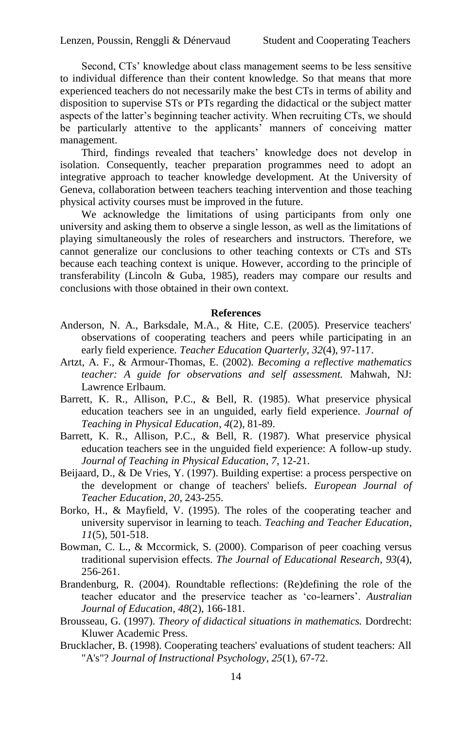Second, CTs' knowledge about class management seems to be less sensitive to individual difference than their content knowledge. So that means that more experienced teachers do not necessarily make the best CTs in terms of ability and disposition to supervise STs or PTs regarding the didactical or the subject matter aspects of the latter's beginning teacher activity. When recruiting CTs, we should be particularly attentive to the applicants' manners of conceiving matter management.

Third, findings revealed that teachers' knowledge does not develop in isolation. Consequently, teacher preparation programmes need to adopt an integrative approach to teacher knowledge development. At the University of Geneva, collaboration between teachers teaching intervention and those teaching physical activity courses must be improved in the future.

We acknowledge the limitations of using participants from only one university and asking them to observe a single lesson, as well as the limitations of playing simultaneously the roles of researchers and instructors. Therefore, we cannot generalize our conclusions to other teaching contexts or CTs and STs because each teaching context is unique. However, according to the principle of transferability (Lincoln & Guba, 1985), readers may compare our results and conclusions with those obtained in their own context.

## References

Anderson, N. A., Barksdale, M.A., & Hite, C.E. (2005). Preservice teachers' observations of cooperating teachers and peers while participating in an early field experience. *Teacher Education Quarterly*, *32*(4), 97-117.

Artzt, A. F., & Armour-Thomas, E. (2002). *Becoming a reflective mathematics teacher: A guide for observations and self assessment.* Mahwah, NJ: Lawrence Erlbaum.

Barrett, K. R., Allison, P.C., & Bell, R. (1985). What preservice physical education teachers see in an unguided, early field experience. *Journal of Teaching in Physical Education*, *4*(2), 81-89.

Barrett, K. R., Allison, P.C., & Bell, R. (1987). What preservice physical education teachers see in the unguided field experience: A follow-up study. *Journal of Teaching in Physical Education*, *7*, 12-21.

Beijaard, D., & De Vries, Y. (1997). Building expertise: a process perspective on the development or change of teachers' beliefs. *European Journal of Teacher Education*, *20*, 243-255.

Borko, H., & Mayfield, V. (1995). The roles of the cooperating teacher and university supervisor in learning to teach. *Teaching and Teacher Education*, *11*(5), 501-518.

Bowman, C. L., & Mccormick, S. (2000). Comparison of peer coaching versus traditional supervision effects. *The Journal of Educational Research*, *93*(4), 256-261.

Brandenburg, R. (2004). Roundtable reflections: (Re)defining the role of the teacher educator and the preservice teacher as 'co-learners'. *Australian Journal of Education*, *48*(2), 166-181.

Brousseau, G. (1997). *Theory of didactical situations in mathematics.* Dordrecht: Kluwer Academic Press.

Brucklacher, B. (1998). Cooperating teachers' evaluations of student teachers: All "A's"? *Journal of Instructional Psychology*, *25*(1), 67-72.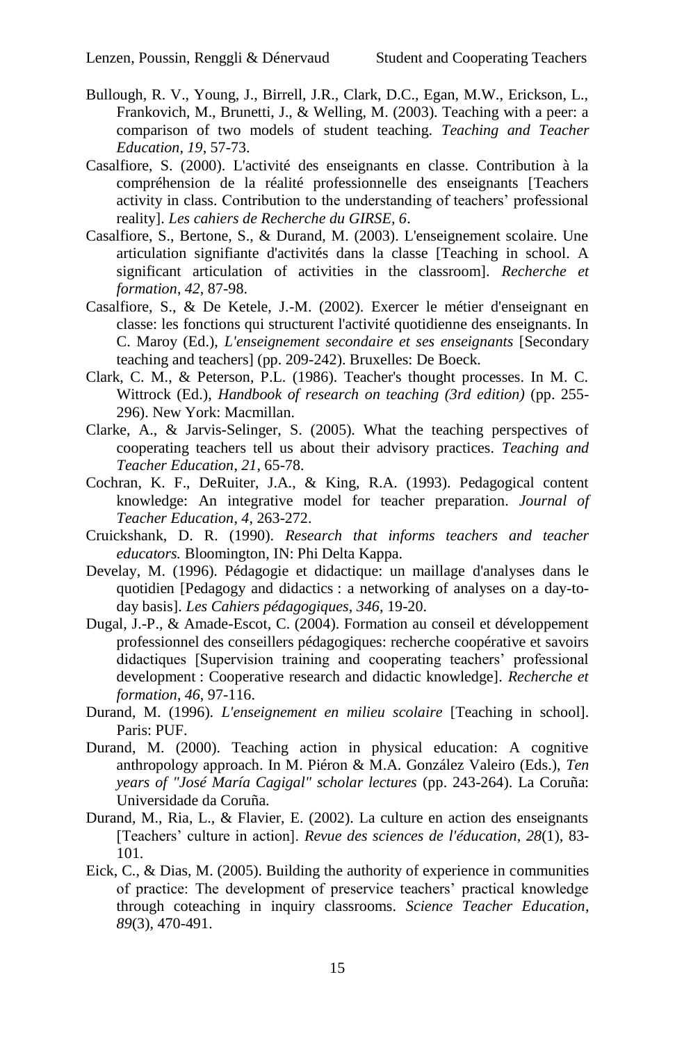Bullough, R. V., Young, J., Birrell, J.R., Clark, D.C., Egan, M.W., Erickson, L., Frankovich, M., Brunetti, J., & Welling, M. (2003). Teaching with a peer: a comparison of two models of student teaching. *Teaching and Teacher Education*, *19*, 57-73.

Casalfiore, S. (2000). L'activité des enseignants en classe. Contribution à la compréhension de la réalité professionnelle des enseignants [Teachers activity in class. Contribution to the understanding of teachers' professional reality]. *Les cahiers de Recherche du GIRSE, 6*.

Casalfiore, S., Bertone, S., & Durand, M. (2003). L'enseignement scolaire. Une articulation signifiante d'activités dans la classe [Teaching in school. A significant articulation of activities in the classroom]. *Recherche et formation*, *42*, 87-98.

Casalfiore, S., & De Ketele, J.-M. (2002). Exercer le métier d'enseignant en classe: les fonctions qui structurent l'activité quotidienne des enseignants. In C. Maroy (Ed.), *L'enseignement secondaire et ses enseignants* [Secondary teaching and teachers] (pp. 209-242). Bruxelles: De Boeck.

Clark, C. M., & Peterson, P.L. (1986). Teacher's thought processes. In M. C. Wittrock (Ed.), *Handbook of research on teaching (3rd edition)* (pp. 255-296). New York: Macmillan.

Clarke, A., & Jarvis-Selinger, S. (2005). What the teaching perspectives of cooperating teachers tell us about their advisory practices. *Teaching and Teacher Education*, *21*, 65-78.

Cochran, K. F., DeRuiter, J.A., & King, R.A. (1993). Pedagogical content knowledge: An integrative model for teacher preparation. *Journal of Teacher Education*, *4*, 263-272.

Cruickshank, D. R. (1990). *Research that informs teachers and teacher educators.* Bloomington, IN: Phi Delta Kappa.

Develay, M. (1996). Pédagogie et didactique: un maillage d'analyses dans le quotidien [Pedagogy and didactics : a networking of analyses on a day-to-day basis]. *Les Cahiers pédagogiques*, *346*, 19-20.

Dugal, J.-P., & Amade-Escot, C. (2004). Formation au conseil et développement professionnel des conseillers pédagogiques: recherche coopérative et savoirs didactiques [Supervision training and cooperating teachers' professional development : Cooperative research and didactic knowledge]. *Recherche et formation*, *46*, 97-116.

Durand, M. (1996). *L'enseignement en milieu scolaire* [Teaching in school]. Paris: PUF.

Durand, M. (2000). Teaching action in physical education: A cognitive anthropology approach. In M. Piéron & M.A. González Valeiro (Eds.), *Ten years of "José María Cagigal" scholar lectures* (pp. 243-264). La Coruña: Universidade da Coruña.

Durand, M., Ria, L., & Flavier, E. (2002). La culture en action des enseignants [Teachers' culture in action]. *Revue des sciences de l'éducation*, *28*(1), 83-101.

Eick, C., & Dias, M. (2005). Building the authority of experience in communities of practice: The development of preservice teachers' practical knowledge through coteaching in inquiry classrooms. *Science Teacher Education*, *89*(3), 470-491.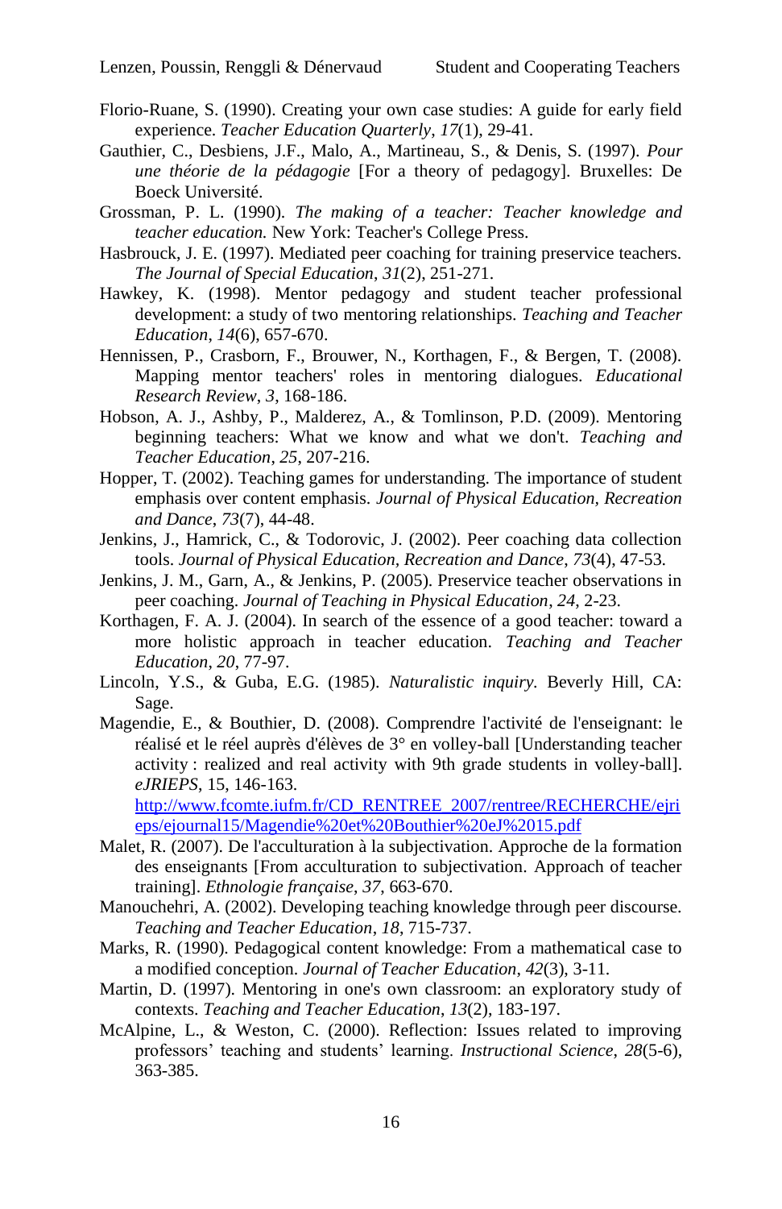Florio-Ruane, S. (1990). Creating your own case studies: A guide for early field experience. *Teacher Education Quarterly*, *17*(1), 29-41.

Gauthier, C., Desbiens, J.F., Malo, A., Martineau, S., & Denis, S. (1997). *Pour une théorie de la pédagogie* [For a theory of pedagogy]. Bruxelles: De Boeck Université.

Grossman, P. L. (1990). *The making of a teacher: Teacher knowledge and teacher education.* New York: Teacher's College Press.

Hasbrouck, J. E. (1997). Mediated peer coaching for training preservice teachers. *The Journal of Special Education*, *31*(2), 251-271.

Hawkey, K. (1998). Mentor pedagogy and student teacher professional development: a study of two mentoring relationships. *Teaching and Teacher Education*, *14*(6), 657-670.

Hennissen, P., Crasborn, F., Brouwer, N., Korthagen, F., & Bergen, T. (2008). Mapping mentor teachers' roles in mentoring dialogues. *Educational Research Review*, *3*, 168-186.

Hobson, A. J., Ashby, P., Malderez, A., & Tomlinson, P.D. (2009). Mentoring beginning teachers: What we know and what we don't. *Teaching and Teacher Education*, *25*, 207-216.

Hopper, T. (2002). Teaching games for understanding. The importance of student emphasis over content emphasis. *Journal of Physical Education, Recreation and Dance*, *73*(7), 44-48.

Jenkins, J., Hamrick, C., & Todorovic, J. (2002). Peer coaching data collection tools. *Journal of Physical Education, Recreation and Dance*, *73*(4), 47-53.

Jenkins, J. M., Garn, A., & Jenkins, P. (2005). Preservice teacher observations in peer coaching. *Journal of Teaching in Physical Education*, *24*, 2-23.

Korthagen, F. A. J. (2004). In search of the essence of a good teacher: toward a more holistic approach in teacher education. *Teaching and Teacher Education*, *20*, 77-97.

Lincoln, Y.S., & Guba, E.G. (1985). *Naturalistic inquiry.* Beverly Hill, CA: Sage.

Magendie, E., & Bouthier, D. (2008). Comprendre l'activité de l'enseignant: le réalisé et le réel auprès d'élèves de 3° en volley-ball [Understanding teacher activity : realized and real activity with 9th grade students in volley-ball]. *eJRIEPS*, 15, 146-163. http://www.fcomte.iufm.fr/CD_RENTREE_2007/rentree/RECHERCHE/ejrieps/ejournal15/Magendie%20et%20Bouthier%20eJ%2015.pdf

Malet, R. (2007). De l'acculturation à la subjectivation. Approche de la formation des enseignants [From acculturation to subjectivation. Approach of teacher training]. *Ethnologie française*, *37*, 663-670.

Manouchehri, A. (2002). Developing teaching knowledge through peer discourse. *Teaching and Teacher Education*, *18*, 715-737.

Marks, R. (1990). Pedagogical content knowledge: From a mathematical case to a modified conception. *Journal of Teacher Education*, *42*(3), 3-11.

Martin, D. (1997). Mentoring in one's own classroom: an exploratory study of contexts. *Teaching and Teacher Education*, *13*(2), 183-197.

McAlpine, L., & Weston, C. (2000). Reflection: Issues related to improving professors' teaching and students' learning. *Instructional Science*, *28*(5-6), 363-385.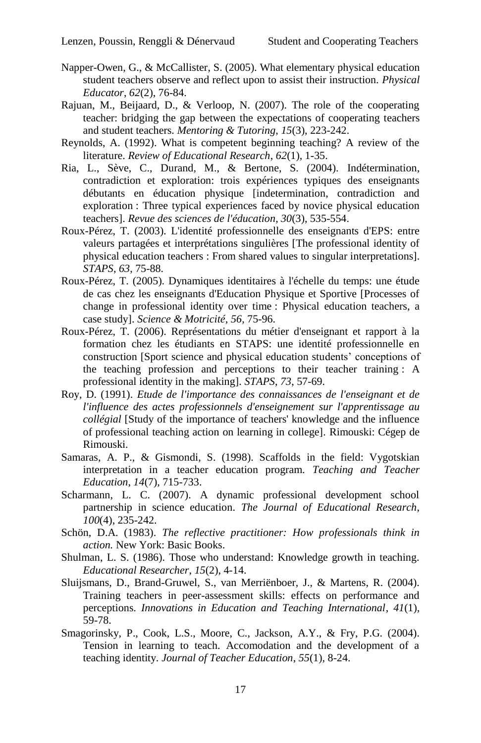Napper-Owen, G., & McCallister, S. (2005). What elementary physical education student teachers observe and reflect upon to assist their instruction. *Physical Educator*, *62*(2), 76-84.

Rajuan, M., Beijaard, D., & Verloop, N. (2007). The role of the cooperating teacher: bridging the gap between the expectations of cooperating teachers and student teachers. *Mentoring & Tutoring*, *15*(3), 223-242.

Reynolds, A. (1992). What is competent beginning teaching? A review of the literature. *Review of Educational Research*, *62*(1), 1-35.

Ria, L., Sève, C., Durand, M., & Bertone, S. (2004). Indétermination, contradiction et exploration: trois expériences typiques des enseignants débutants en éducation physique [indetermination, contradiction and exploration : Three typical experiences faced by novice physical education teachers]. *Revue des sciences de l'éducation*, *30*(3), 535-554.

Roux-Pérez, T. (2003). L'identité professionnelle des enseignants d'EPS: entre valeurs partagées et interprétations singulières [The professional identity of physical education teachers : From shared values to singular interpretations]. *STAPS*, *63*, 75-88.

Roux-Pérez, T. (2005). Dynamiques identitaires à l'échelle du temps: une étude de cas chez les enseignants d'Education Physique et Sportive [Processes of change in professional identity over time : Physical education teachers, a case study]. *Science & Motricité*, *56*, 75-96.

Roux-Pérez, T. (2006). Représentations du métier d'enseignant et rapport à la formation chez les étudiants en STAPS: une identité professionnelle en construction [Sport science and physical education students' conceptions of the teaching profession and perceptions to their teacher training : A professional identity in the making]. *STAPS*, *73*, 57-69.

Roy, D. (1991). *Etude de l'importance des connaissances de l'enseignant et de l'influence des actes professionnels d'enseignement sur l'apprentissage au collégial* [Study of the importance of teachers' knowledge and the influence of professional teaching action on learning in college]. Rimouski: Cégep de Rimouski.

Samaras, A. P., & Gismondi, S. (1998). Scaffolds in the field: Vygotskian interpretation in a teacher education program. *Teaching and Teacher Education*, *14*(7), 715-733.

Scharmann, L. C. (2007). A dynamic professional development school partnership in science education. *The Journal of Educational Research*, *100*(4), 235-242.

Schön, D.A. (1983). *The reflective practitioner: How professionals think in action.* New York: Basic Books.

Shulman, L. S. (1986). Those who understand: Knowledge growth in teaching. *Educational Researcher*, *15*(2), 4-14.

Sluijsmans, D., Brand-Gruwel, S., van Merriënboer, J., & Martens, R. (2004). Training teachers in peer-assessment skills: effects on performance and perceptions. *Innovations in Education and Teaching International*, *41*(1), 59-78.

Smagorinsky, P., Cook, L.S., Moore, C., Jackson, A.Y., & Fry, P.G. (2004). Tension in learning to teach. Accomodation and the development of a teaching identity. *Journal of Teacher Education*, *55*(1), 8-24.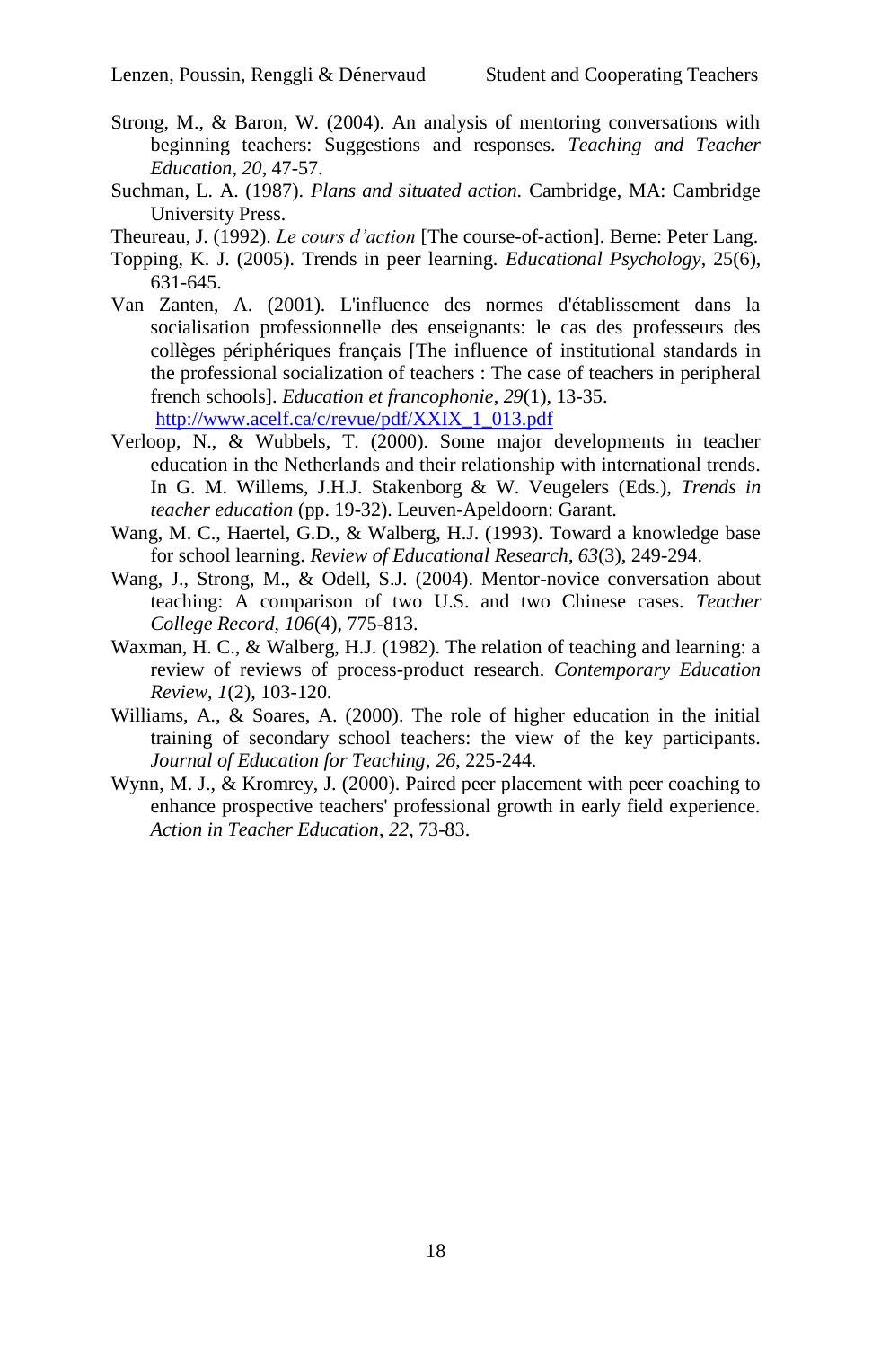Strong, M., & Baron, W. (2004). An analysis of mentoring conversations with beginning teachers: Suggestions and responses. *Teaching and Teacher Education*, *20*, 47-57.

Suchman, L. A. (1987). *Plans and situated action.* Cambridge, MA: Cambridge University Press.

Theureau, J. (1992). *Le cours d'action* [The course-of-action]. Berne: Peter Lang.

Topping, K. J. (2005). Trends in peer learning. *Educational Psychology*, 25(6), 631-645.

Van Zanten, A. (2001). L'influence des normes d'établissement dans la socialisation professionnelle des enseignants: le cas des professeurs des collèges périphériques français [The influence of institutional standards in the professional socialization of teachers : The case of teachers in peripheral french schools]. *Education et francophonie*, *29*(1), 13-35. http://www.acelf.ca/c/revue/pdf/XXIX_1_013.pdf

Verloop, N., & Wubbels, T. (2000). Some major developments in teacher education in the Netherlands and their relationship with international trends. In G. M. Willems, J.H.J. Stakenborg & W. Veugelers (Eds.), *Trends in teacher education* (pp. 19-32). Leuven-Apeldoorn: Garant.

Wang, M. C., Haertel, G.D., & Walberg, H.J. (1993). Toward a knowledge base for school learning. *Review of Educational Research*, *63*(3), 249-294.

Wang, J., Strong, M., & Odell, S.J. (2004). Mentor-novice conversation about teaching: A comparison of two U.S. and two Chinese cases. *Teacher College Record*, *106*(4), 775-813.

Waxman, H. C., & Walberg, H.J. (1982). The relation of teaching and learning: a review of reviews of process-product research. *Contemporary Education Review*, *1*(2), 103-120.

Williams, A., & Soares, A. (2000). The role of higher education in the initial training of secondary school teachers: the view of the key participants. *Journal of Education for Teaching*, *26*, 225-244.

Wynn, M. J., & Kromrey, J. (2000). Paired peer placement with peer coaching to enhance prospective teachers' professional growth in early field experience. *Action in Teacher Education*, *22*, 73-83.